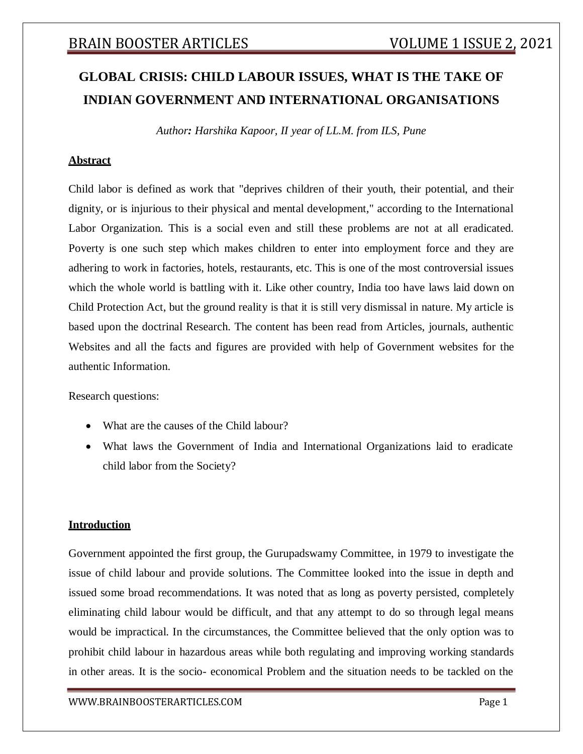# GLOBAL CRISIS: CHILD LABOUR ISSUES, WHAT IS THE TAKE OF INDIAN GOVERNMENT AND INTERNATIONAL ORGANISATIONS

*Author**:** Harshika Kapoor, II year of LL.M. from ILS, Pune*

## Abstract

Child labor is defined as work that "deprives children of their youth, their potential, and their dignity, or is injurious to their physical and mental development," according to the International Labor Organization. This is a social even and still these problems are not at all eradicated. Poverty is one such step which makes children to enter into employment force and they are adhering to work in factories, hotels, restaurants, etc. This is one of the most controversial issues which the whole world is battling with it. Like other country, India too have laws laid down on Child Protection Act, but the ground reality is that it is still very dismissal in nature. My article is based upon the doctrinal Research. The content has been read from Articles, journals, authentic Websites and all the facts and figures are provided with help of Government websites for the authentic Information.

Research questions:

- What are the causes of the Child labour?
- What laws the Government of India and International Organizations laid to eradicate child labor from the Society?

## Introduction

Government appointed the first group, the Gurupadswamy Committee, in 1979 to investigate the issue of child labour and provide solutions. The Committee looked into the issue in depth and issued some broad recommendations. It was noted that as long as poverty persisted, completely eliminating child labour would be difficult, and that any attempt to do so through legal means would be impractical. In the circumstances, the Committee believed that the only option was to prohibit child labour in hazardous areas while both regulating and improving working standards in other areas. It is the socio- economical Problem and the situation needs to be tackled on the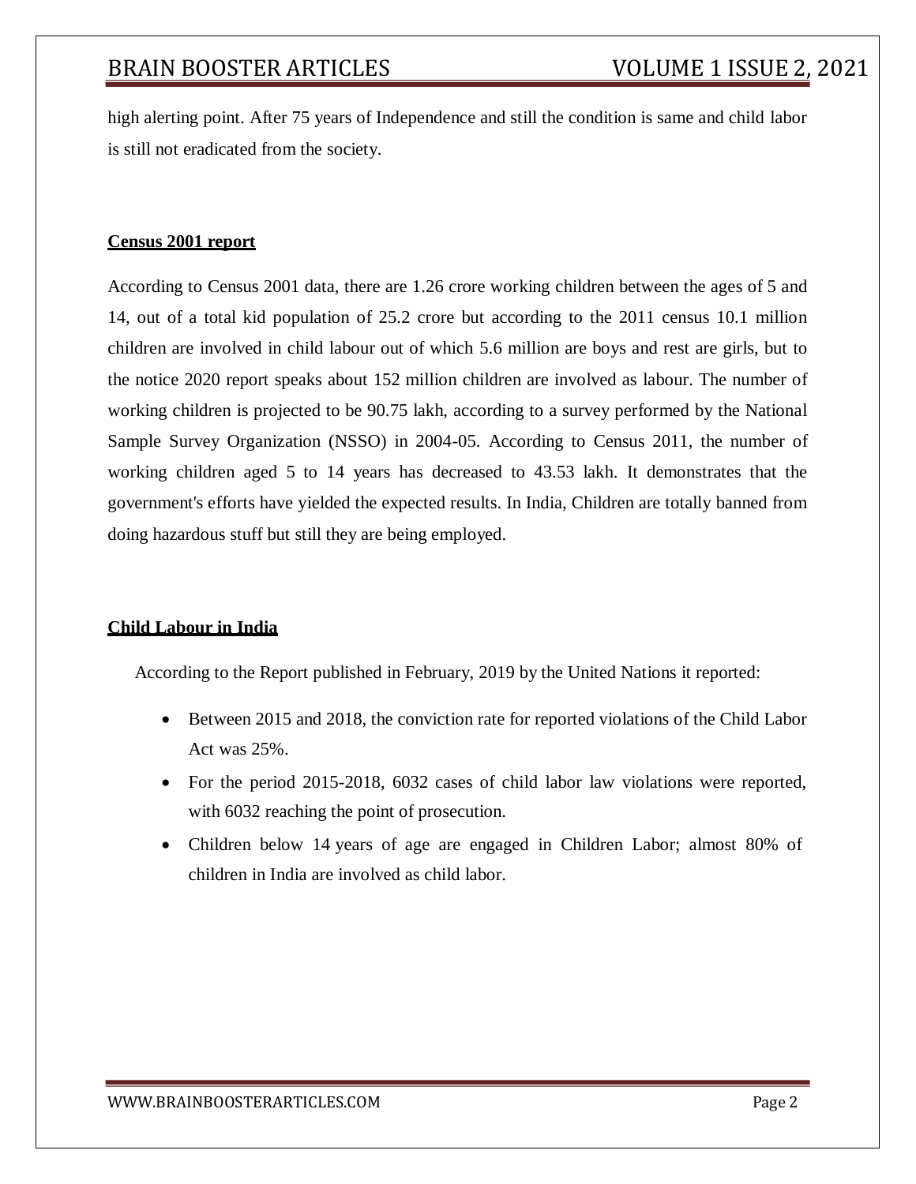high alerting point. After 75 years of Independence and still the condition is same and child labor is still not eradicated from the society.

**Census 2001 report**

According to Census 2001 data, there are 1.26 crore working children between the ages of 5 and 14, out of a total kid population of 25.2 crore but according to the 2011 census 10.1 million children are involved in child labour out of which 5.6 million are boys and rest are girls, but to the notice 2020 report speaks about 152 million children are involved as labour. The number of working children is projected to be 90.75 lakh, according to a survey performed by the National Sample Survey Organization (NSSO) in 2004-05. According to Census 2011, the number of working children aged 5 to 14 years has decreased to 43.53 lakh. It demonstrates that the government's efforts have yielded the expected results. In India, Children are totally banned from doing hazardous stuff but still they are being employed.

**Child Labour in India**

According to the Report published in February, 2019 by the United Nations it reported:

- Between 2015 and 2018, the conviction rate for reported violations of the Child Labor Act was 25%.
- For the period 2015-2018, 6032 cases of child labor law violations were reported, with 6032 reaching the point of prosecution.
- Children below 14 years of age are engaged in Children Labor; almost 80% of children in India are involved as child labor.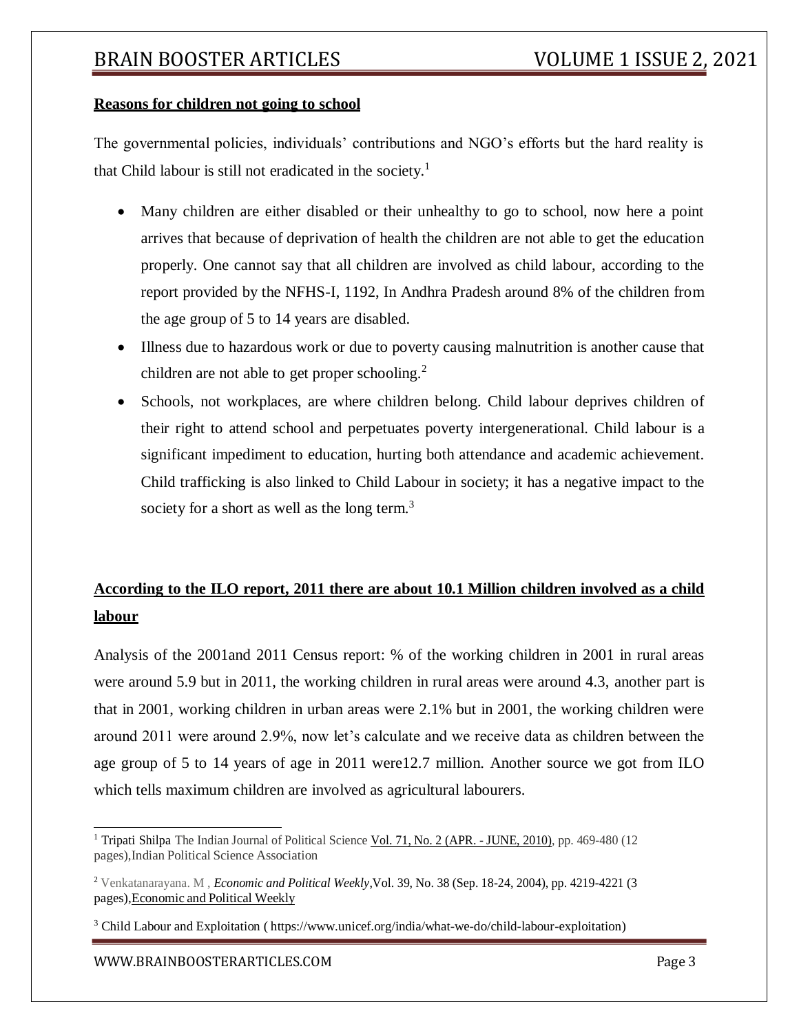**Reasons for children not going to school**

The governmental policies, individuals' contributions and NGO's efforts but the hard reality is that Child labour is still not eradicated in the society.[1]

- Many children are either disabled or their unhealthy to go to school, now here a point arrives that because of deprivation of health the children are not able to get the education properly. One cannot say that all children are involved as child labour, according to the report provided by the NFHS-I, 1192, In Andhra Pradesh around 8% of the children from the age group of 5 to 14 years are disabled.
- Illness due to hazardous work or due to poverty causing malnutrition is another cause that children are not able to get proper schooling.[2]
- Schools, not workplaces, are where children belong. Child labour deprives children of their right to attend school and perpetuates poverty intergenerational. Child labour is a significant impediment to education, hurting both attendance and academic achievement. Child trafficking is also linked to Child Labour in society; it has a negative impact to the society for a short as well as the long term.[3]

**According to the ILO report, 2011 there are about 10.1 Million children involved as a child labour**

Analysis of the 2001and 2011 Census report: % of the working children in 2001 in rural areas were around 5.9 but in 2011, the working children in rural areas were around 4.3, another part is that in 2001, working children in urban areas were 2.1% but in 2001, the working children were around 2011 were around 2.9%, now let's calculate and we receive data as children between the age group of 5 to 14 years of age in 2011 were12.7 million. Another source we got from ILO which tells maximum children are involved as agricultural labourers.

---

[1] Tripati Shilpa The Indian Journal of Political Science Vol. 71, No. 2 (APR. - JUNE, 2010), pp. 469-480 (12 pages),Indian Political Science Association

[2] Venkatanarayana. M , *Economic and Political Weekly*,Vol. 39, No. 38 (Sep. 18-24, 2004), pp. 4219-4221 (3 pages),Economic and Political Weekly

[3] Child Labour and Exploitation ( https://www.unicef.org/india/what-we-do/child-labour-exploitation)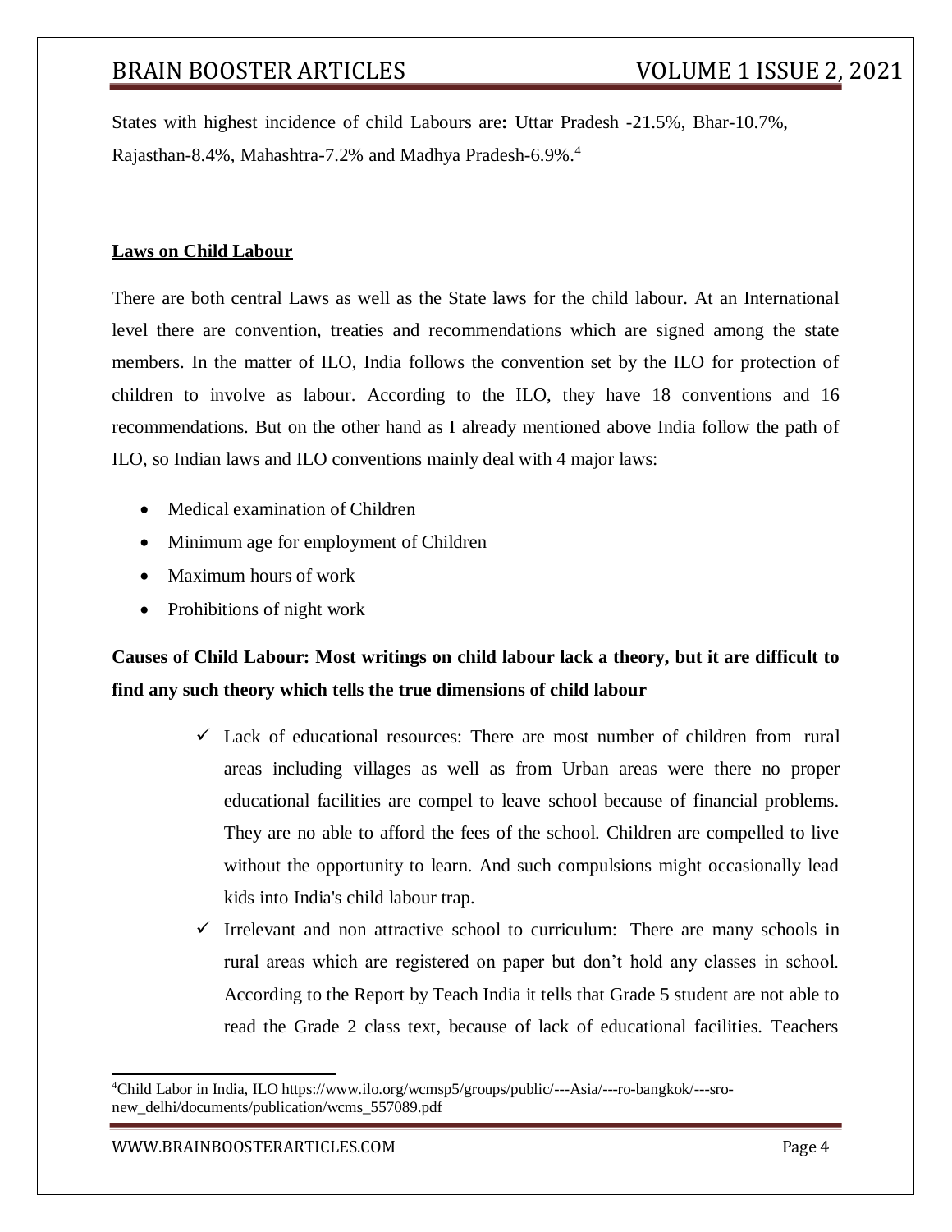States with highest incidence of child Labours are**:** Uttar Pradesh -21.5%, Bhar-10.7%, Rajasthan-8.4%, Mahashtra-7.2% and Madhya Pradesh-6.9%.[4]

**Laws on Child Labour**

There are both central Laws as well as the State laws for the child labour. At an International level there are convention, treaties and recommendations which are signed among the state members. In the matter of ILO, India follows the convention set by the ILO for protection of children to involve as labour. According to the ILO, they have 18 conventions and 16 recommendations. But on the other hand as I already mentioned above India follow the path of ILO, so Indian laws and ILO conventions mainly deal with 4 major laws:

- Medical examination of Children
- Minimum age for employment of Children
- Maximum hours of work
- Prohibitions of night work

**Causes of Child Labour: Most writings on child labour lack a theory, but it are difficult to find any such theory which tells the true dimensions of child labour**

- ✓ Lack of educational resources: There are most number of children from rural areas including villages as well as from Urban areas were there no proper educational facilities are compel to leave school because of financial problems. They are no able to afford the fees of the school. Children are compelled to live without the opportunity to learn. And such compulsions might occasionally lead kids into India's child labour trap.
- ✓ Irrelevant and non attractive school to curriculum: There are many schools in rural areas which are registered on paper but don't hold any classes in school. According to the Report by Teach India it tells that Grade 5 student are not able to read the Grade 2 class text, because of lack of educational facilities. Teachers

---

[4] Child Labor in India, ILO https://www.ilo.org/wcmsp5/groups/public/---Asia/---ro-bangkok/---sro-new_delhi/documents/publication/wcms_557089.pdf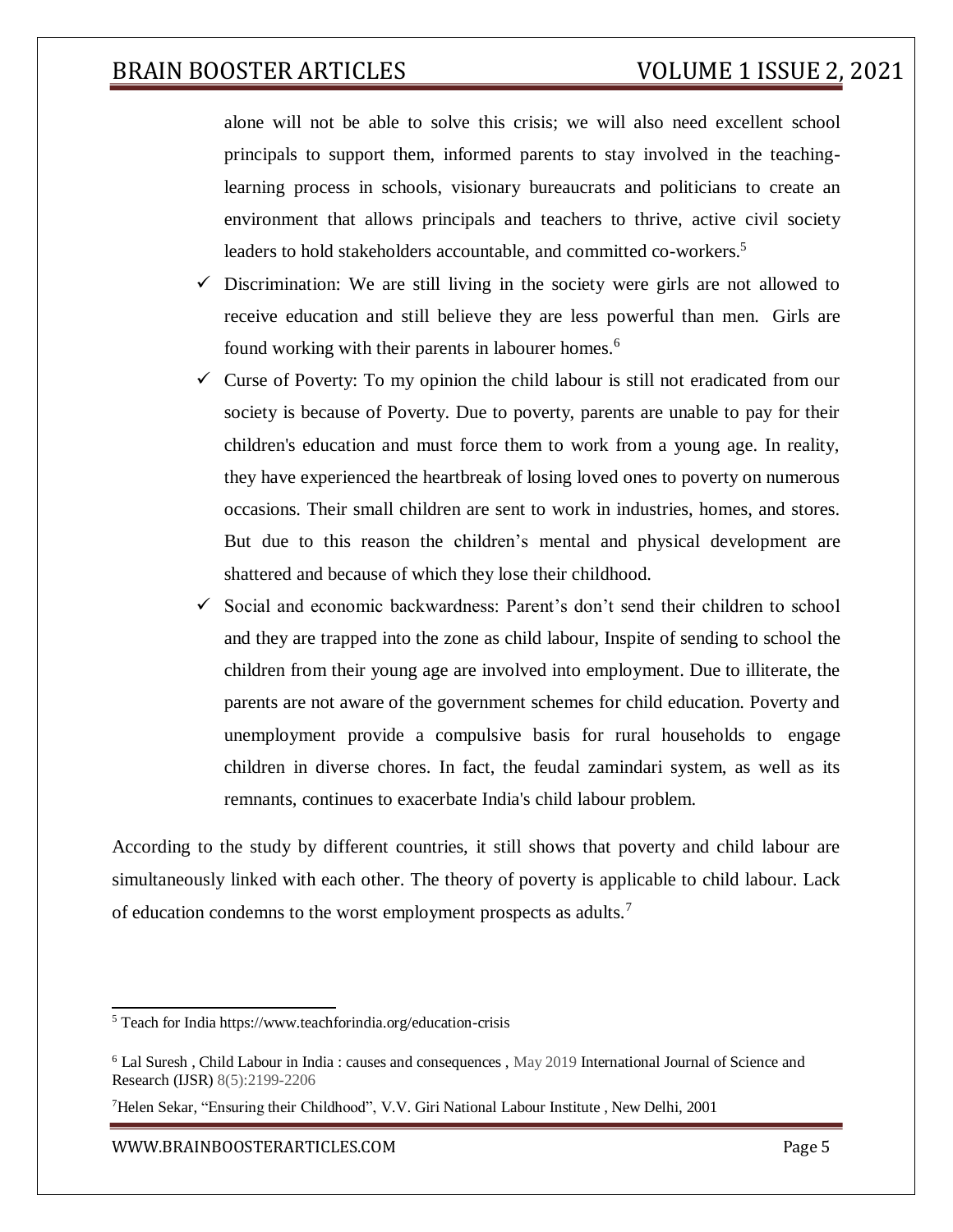alone will not be able to solve this crisis; we will also need excellent school principals to support them, informed parents to stay involved in the teaching-learning process in schools, visionary bureaucrats and politicians to create an environment that allows principals and teachers to thrive, active civil society leaders to hold stakeholders accountable, and committed co-workers.[5]

- ✓ Discrimination: We are still living in the society were girls are not allowed to receive education and still believe they are less powerful than men. Girls are found working with their parents in labourer homes.[6]
- ✓ Curse of Poverty: To my opinion the child labour is still not eradicated from our society is because of Poverty. Due to poverty, parents are unable to pay for their children's education and must force them to work from a young age. In reality, they have experienced the heartbreak of losing loved ones to poverty on numerous occasions. Their small children are sent to work in industries, homes, and stores. But due to this reason the children's mental and physical development are shattered and because of which they lose their childhood.
- ✓ Social and economic backwardness: Parent's don't send their children to school and they are trapped into the zone as child labour, Inspite of sending to school the children from their young age are involved into employment. Due to illiterate, the parents are not aware of the government schemes for child education. Poverty and unemployment provide a compulsive basis for rural households to engage children in diverse chores. In fact, the feudal zamindari system, as well as its remnants, continues to exacerbate India's child labour problem.

According to the study by different countries, it still shows that poverty and child labour are simultaneously linked with each other. The theory of poverty is applicable to child labour. Lack of education condemns to the worst employment prospects as adults.[7]

---

[5] Teach for India https://www.teachforindia.org/education-crisis

[6] Lal Suresh , Child Labour in India : causes and consequences , May 2019 International Journal of Science and Research (IJSR) 8(5):2199-2206

[7] Helen Sekar, "Ensuring their Childhood", V.V. Giri National Labour Institute , New Delhi, 2001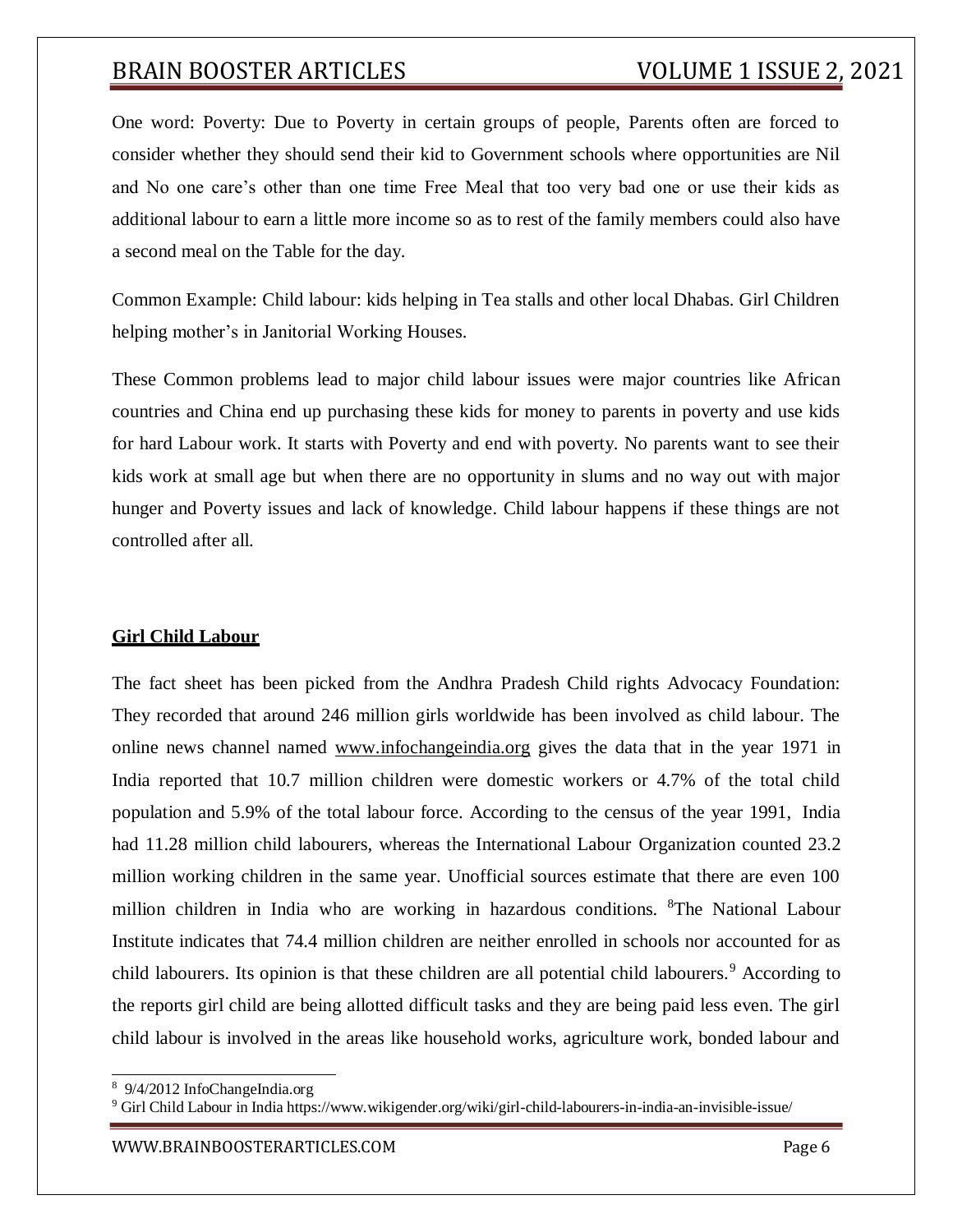One word: Poverty: Due to Poverty in certain groups of people, Parents often are forced to consider whether they should send their kid to Government schools where opportunities are Nil and No one care's other than one time Free Meal that too very bad one or use their kids as additional labour to earn a little more income so as to rest of the family members could also have a second meal on the Table for the day.

Common Example: Child labour: kids helping in Tea stalls and other local Dhabas. Girl Children helping mother's in Janitorial Working Houses.

These Common problems lead to major child labour issues were major countries like African countries and China end up purchasing these kids for money to parents in poverty and use kids for hard Labour work. It starts with Poverty and end with poverty. No parents want to see their kids work at small age but when there are no opportunity in slums and no way out with major hunger and Poverty issues and lack of knowledge. Child labour happens if these things are not controlled after all.

## Girl Child Labour

The fact sheet has been picked from the Andhra Pradesh Child rights Advocacy Foundation: They recorded that around 246 million girls worldwide has been involved as child labour. The online news channel named www.infochangeindia.org gives the data that in the year 1971 in India reported that 10.7 million children were domestic workers or 4.7% of the total child population and 5.9% of the total labour force. According to the census of the year 1991, India had 11.28 million child labourers, whereas the International Labour Organization counted 23.2 million working children in the same year. Unofficial sources estimate that there are even 100 million children in India who are working in hazardous conditions. [8]The National Labour Institute indicates that 74.4 million children are neither enrolled in schools nor accounted for as child labourers. Its opinion is that these children are all potential child labourers.[9] According to the reports girl child are being allotted difficult tasks and they are being paid less even. The girl child labour is involved in the areas like household works, agriculture work, bonded labour and

[8] 9/4/2012 InfoChangeIndia.org

[9] Girl Child Labour in India https://www.wikigender.org/wiki/girl-child-labourers-in-india-an-invisible-issue/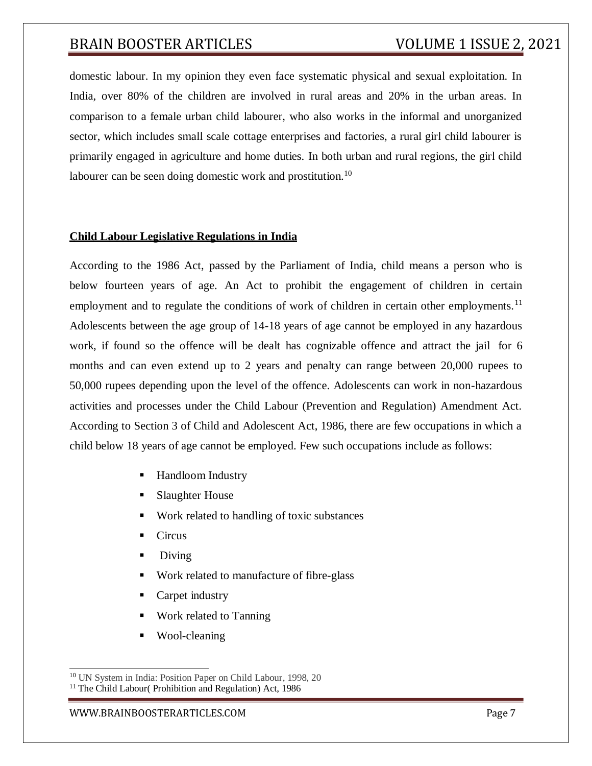domestic labour. In my opinion they even face systematic physical and sexual exploitation. In India, over 80% of the children are involved in rural areas and 20% in the urban areas. In comparison to a female urban child labourer, who also works in the informal and unorganized sector, which includes small scale cottage enterprises and factories, a rural girl child labourer is primarily engaged in agriculture and home duties. In both urban and rural regions, the girl child labourer can be seen doing domestic work and prostitution.[10]

## Child Labour Legislative Regulations in India

According to the 1986 Act, passed by the Parliament of India, child means a person who is below fourteen years of age. An Act to prohibit the engagement of children in certain employment and to regulate the conditions of work of children in certain other employments.[11] Adolescents between the age group of 14-18 years of age cannot be employed in any hazardous work, if found so the offence will be dealt has cognizable offence and attract the jail for 6 months and can even extend up to 2 years and penalty can range between 20,000 rupees to 50,000 rupees depending upon the level of the offence. Adolescents can work in non-hazardous activities and processes under the Child Labour (Prevention and Regulation) Amendment Act. According to Section 3 of Child and Adolescent Act, 1986, there are few occupations in which a child below 18 years of age cannot be employed. Few such occupations include as follows:

- Handloom Industry
- Slaughter House
- Work related to handling of toxic substances
- Circus
- Diving
- Work related to manufacture of fibre-glass
- Carpet industry
- Work related to Tanning
- Wool-cleaning

---

[10] UN System in India: Position Paper on Child Labour, 1998, 20

[11] The Child Labour( Prohibition and Regulation) Act, 1986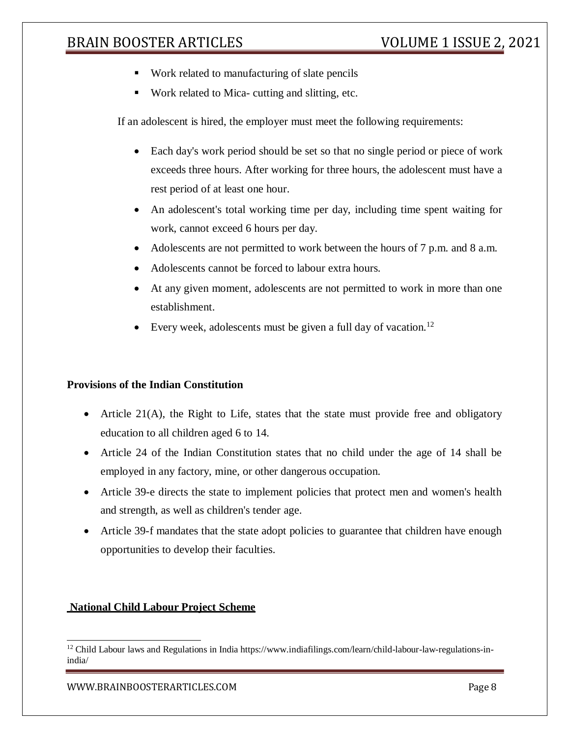- Work related to manufacturing of slate pencils
- Work related to Mica- cutting and slitting, etc.

If an adolescent is hired, the employer must meet the following requirements:

- Each day's work period should be set so that no single period or piece of work exceeds three hours. After working for three hours, the adolescent must have a rest period of at least one hour.
- An adolescent's total working time per day, including time spent waiting for work, cannot exceed 6 hours per day.
- Adolescents are not permitted to work between the hours of 7 p.m. and 8 a.m.
- Adolescents cannot be forced to labour extra hours.
- At any given moment, adolescents are not permitted to work in more than one establishment.
- Every week, adolescents must be given a full day of vacation.[12]

**Provisions of the Indian Constitution**

- Article 21(A), the Right to Life, states that the state must provide free and obligatory education to all children aged 6 to 14.
- Article 24 of the Indian Constitution states that no child under the age of 14 shall be employed in any factory, mine, or other dangerous occupation.
- Article 39-e directs the state to implement policies that protect men and women's health and strength, as well as children's tender age.
- Article 39-f mandates that the state adopt policies to guarantee that children have enough opportunities to develop their faculties.

**National Child Labour Project Scheme**

[12] Child Labour laws and Regulations in India https://www.indiafilings.com/learn/child-labour-law-regulations-in-india/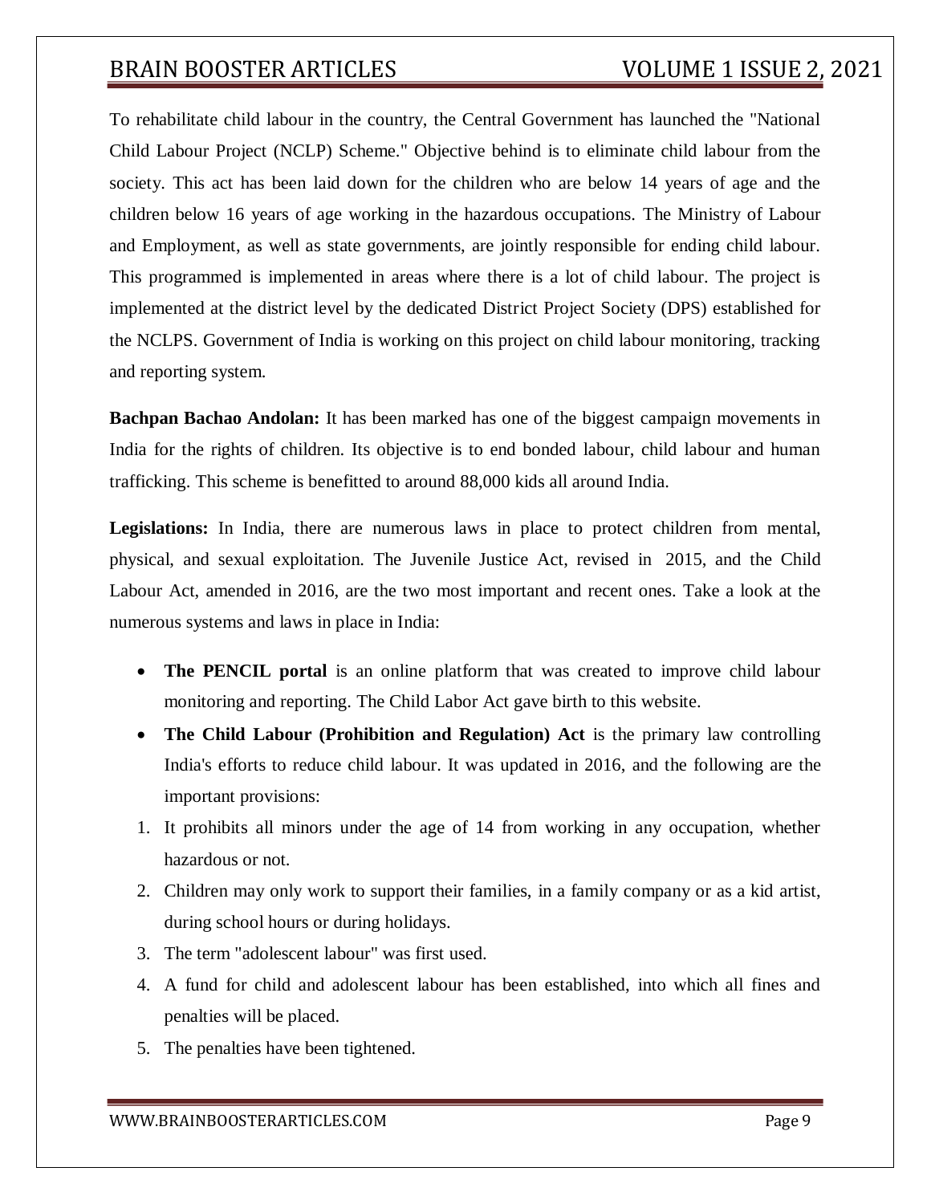To rehabilitate child labour in the country, the Central Government has launched the "National Child Labour Project (NCLP) Scheme." Objective behind is to eliminate child labour from the society. This act has been laid down for the children who are below 14 years of age and the children below 16 years of age working in the hazardous occupations. The Ministry of Labour and Employment, as well as state governments, are jointly responsible for ending child labour. This programmed is implemented in areas where there is a lot of child labour. The project is implemented at the district level by the dedicated District Project Society (DPS) established for the NCLPS. Government of India is working on this project on child labour monitoring, tracking and reporting system.

**Bachpan Bachao Andolan:** It has been marked has one of the biggest campaign movements in India for the rights of children. Its objective is to end bonded labour, child labour and human trafficking. This scheme is benefitted to around 88,000 kids all around India.

**Legislations:** In India, there are numerous laws in place to protect children from mental, physical, and sexual exploitation. The Juvenile Justice Act, revised in 2015, and the Child Labour Act, amended in 2016, are the two most important and recent ones. Take a look at the numerous systems and laws in place in India:

- **The PENCIL portal** is an online platform that was created to improve child labour monitoring and reporting. The Child Labor Act gave birth to this website.
- **The Child Labour (Prohibition and Regulation) Act** is the primary law controlling India's efforts to reduce child labour. It was updated in 2016, and the following are the important provisions:

1. It prohibits all minors under the age of 14 from working in any occupation, whether hazardous or not.
2. Children may only work to support their families, in a family company or as a kid artist, during school hours or during holidays.
3. The term "adolescent labour" was first used.
4. A fund for child and adolescent labour has been established, into which all fines and penalties will be placed.
5. The penalties have been tightened.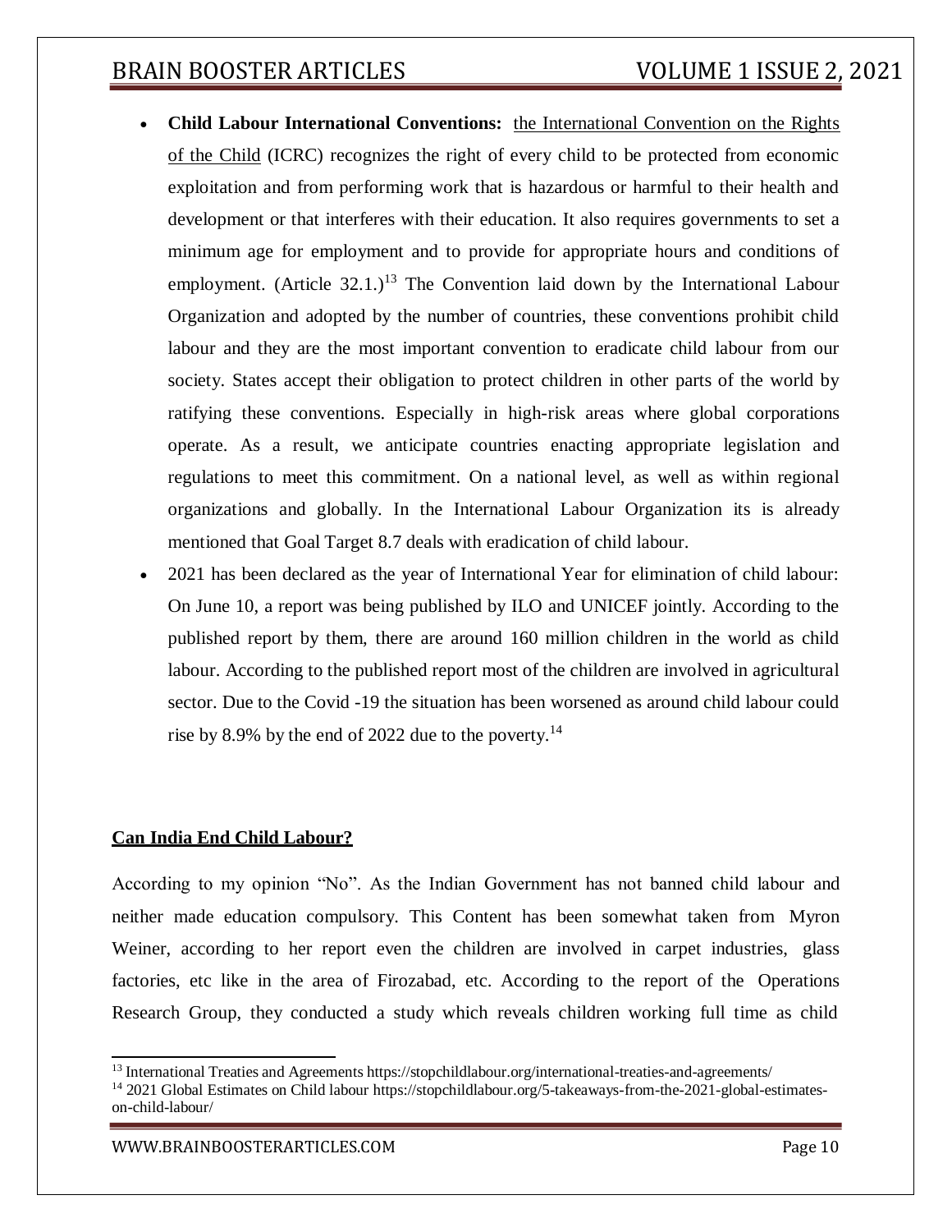- **Child Labour International Conventions:** the International Convention on the Rights of the Child (ICRC) recognizes the right of every child to be protected from economic exploitation and from performing work that is hazardous or harmful to their health and development or that interferes with their education. It also requires governments to set a minimum age for employment and to provide for appropriate hours and conditions of employment. (Article 32.1.)[13] The Convention laid down by the International Labour Organization and adopted by the number of countries, these conventions prohibit child labour and they are the most important convention to eradicate child labour from our society. States accept their obligation to protect children in other parts of the world by ratifying these conventions. Especially in high-risk areas where global corporations operate. As a result, we anticipate countries enacting appropriate legislation and regulations to meet this commitment. On a national level, as well as within regional organizations and globally. In the International Labour Organization its is already mentioned that Goal Target 8.7 deals with eradication of child labour.
- 2021 has been declared as the year of International Year for elimination of child labour: On June 10, a report was being published by ILO and UNICEF jointly. According to the published report by them, there are around 160 million children in the world as child labour. According to the published report most of the children are involved in agricultural sector. Due to the Covid -19 the situation has been worsened as around child labour could rise by 8.9% by the end of 2022 due to the poverty.[14]

## Can India End Child Labour?

According to my opinion "No". As the Indian Government has not banned child labour and neither made education compulsory. This Content has been somewhat taken from Myron Weiner, according to her report even the children are involved in carpet industries, glass factories, etc like in the area of Firozabad, etc. According to the report of the Operations Research Group, they conducted a study which reveals children working full time as child

---

[13] International Treaties and Agreements https://stopchildlabour.org/international-treaties-and-agreements/

[14] 2021 Global Estimates on Child labour https://stopchildlabour.org/5-takeaways-from-the-2021-global-estimates-on-child-labour/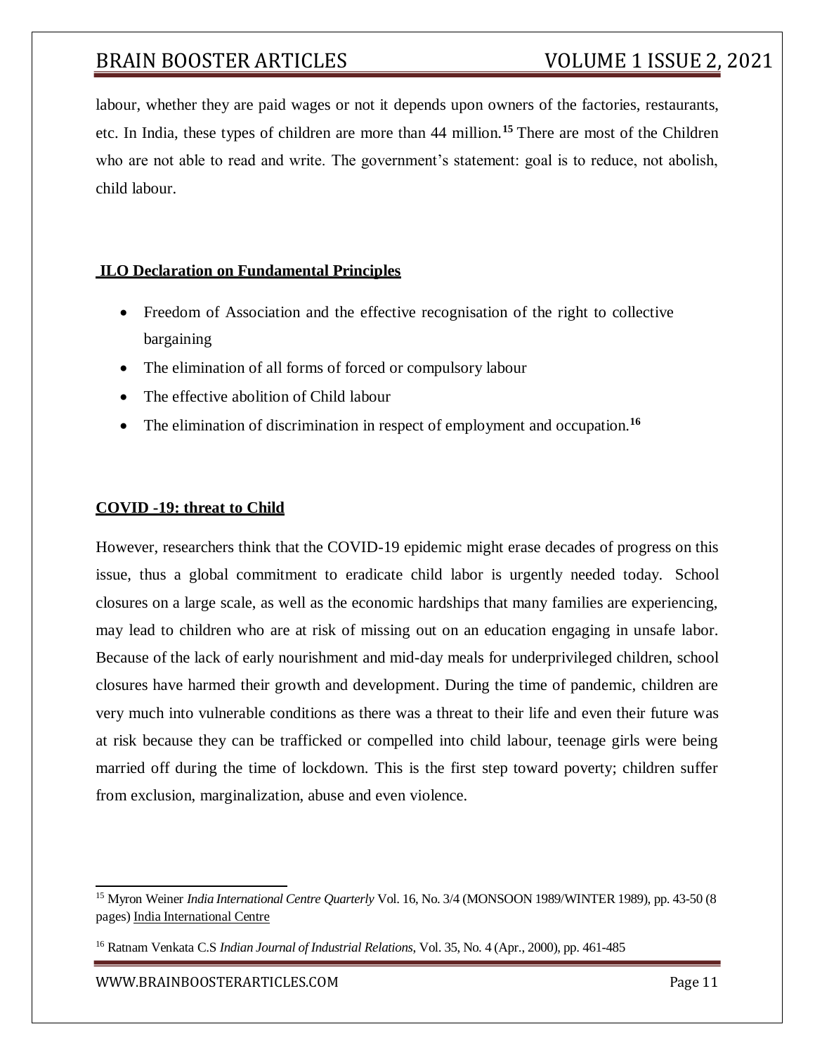labour, whether they are paid wages or not it depends upon owners of the factories, restaurants, etc. In India, these types of children are more than 44 million.[15] There are most of the Children who are not able to read and write. The government's statement: goal is to reduce, not abolish, child labour.

## ILO Declaration on Fundamental Principles

- Freedom of Association and the effective recognisation of the right to collective bargaining
- The elimination of all forms of forced or compulsory labour
- The effective abolition of Child labour
- The elimination of discrimination in respect of employment and occupation.[16]

## COVID -19: threat to Child

However, researchers think that the COVID-19 epidemic might erase decades of progress on this issue, thus a global commitment to eradicate child labor is urgently needed today. School closures on a large scale, as well as the economic hardships that many families are experiencing, may lead to children who are at risk of missing out on an education engaging in unsafe labor. Because of the lack of early nourishment and mid-day meals for underprivileged children, school closures have harmed their growth and development. During the time of pandemic, children are very much into vulnerable conditions as there was a threat to their life and even their future was at risk because they can be trafficked or compelled into child labour, teenage girls were being married off during the time of lockdown. This is the first step toward poverty; children suffer from exclusion, marginalization, abuse and even violence.

---

[15] Myron Weiner *India International Centre Quarterly* Vol. 16, No. 3/4 (MONSOON 1989/WINTER 1989), pp. 43-50 (8 pages) India International Centre

[16] Ratnam Venkata C.S *Indian Journal of Industrial Relations*, Vol. 35, No. 4 (Apr., 2000), pp. 461-485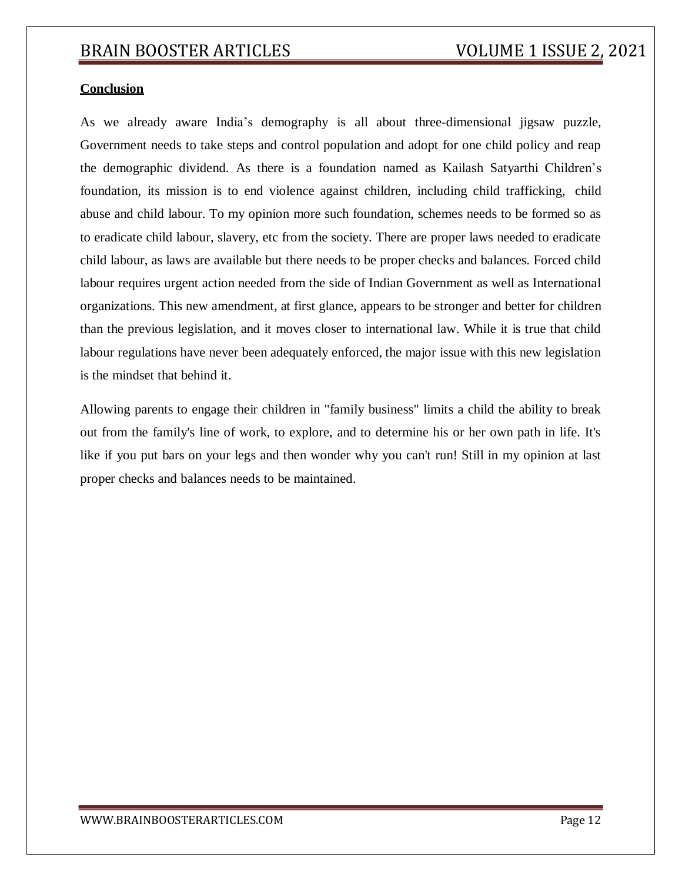**Conclusion**

As we already aware India's demography is all about three-dimensional jigsaw puzzle, Government needs to take steps and control population and adopt for one child policy and reap the demographic dividend. As there is a foundation named as Kailash Satyarthi Children's foundation, its mission is to end violence against children, including child trafficking, child abuse and child labour. To my opinion more such foundation, schemes needs to be formed so as to eradicate child labour, slavery, etc from the society. There are proper laws needed to eradicate child labour, as laws are available but there needs to be proper checks and balances. Forced child labour requires urgent action needed from the side of Indian Government as well as International organizations. This new amendment, at first glance, appears to be stronger and better for children than the previous legislation, and it moves closer to international law. While it is true that child labour regulations have never been adequately enforced, the major issue with this new legislation is the mindset that behind it.

Allowing parents to engage their children in "family business" limits a child the ability to break out from the family's line of work, to explore, and to determine his or her own path in life. It's like if you put bars on your legs and then wonder why you can't run! Still in my opinion at last proper checks and balances needs to be maintained.